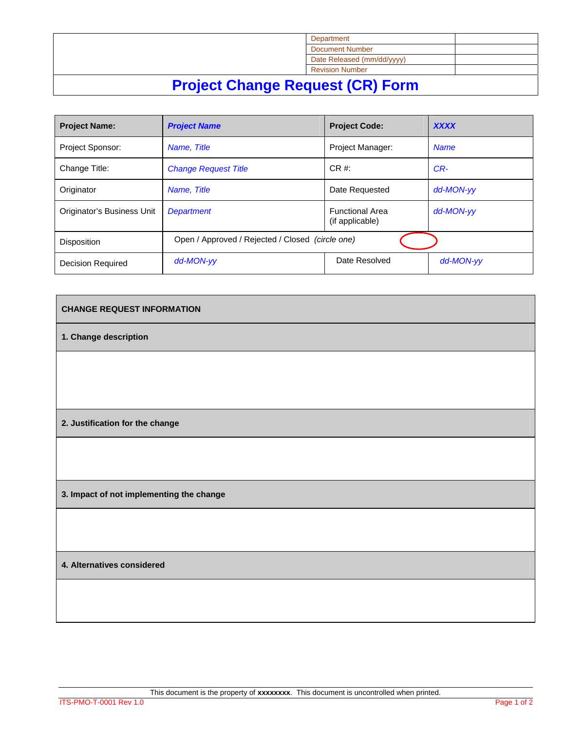| | Department | |
|---|---|---|
| | Document Number | |
| | Date Released (mm/dd/yyyy) | |
| | Revision Number | |

# Project Change Request (CR) Form

| **Project Name:** | ***Project Name*** | **Project Code:** | ***XXXX*** |
|---|---|---|---|
| Project Sponsor: | *Name, Title* | Project Manager: | *Name* |
| Change Title: | *Change Request Title* | CR #: | *CR-* |
| Originator | *Name, Title* | Date Requested | *dd-MON-yy* |
| Originator's Business Unit | *Department* | Functional Area (if applicable) | *dd-MON-yy* |
| Disposition | Open / Approved / Rejected / Closed *(circle one)* | | |
| Decision Required | *dd-MON-yy* | Date Resolved | *dd-MON-yy* |

| **CHANGE REQUEST INFORMATION** |
|---|
| **1. Change description** |
| |
| **2. Justification for the change** |
| |
| **3. Impact of not implementing the change** |
| |
| **4. Alternatives considered** |
| |

This document is the property of **xxxxxxxx**. This document is uncontrolled when printed.

ITS-PMO-T-0001 Rev 1.0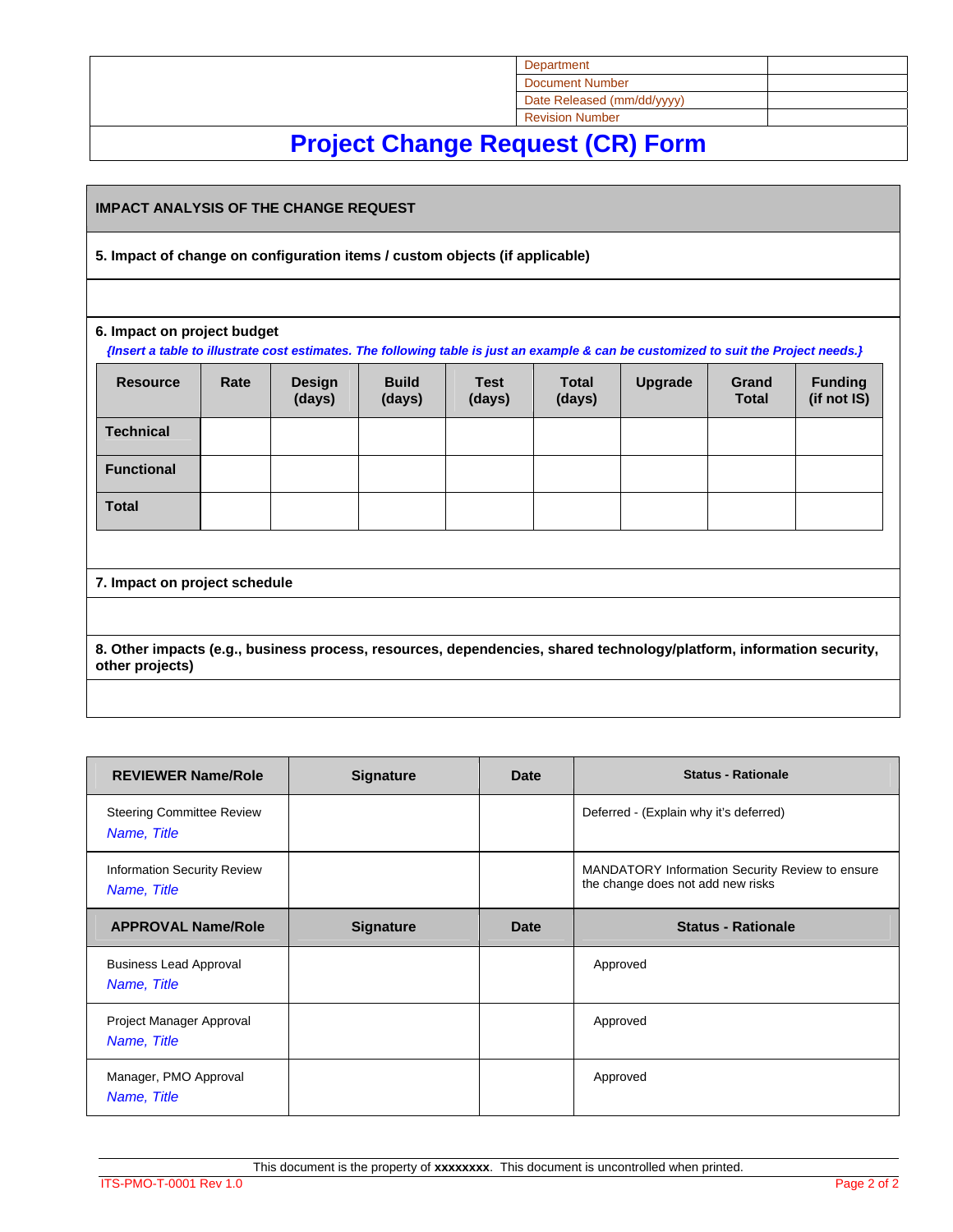| | |
|---|---|
| Department | |
| Document Number | |
| Date Released (mm/dd/yyyy) | |
| Revision Number | |

# Project Change Request (CR) Form

## IMPACT ANALYSIS OF THE CHANGE REQUEST

**5. Impact of change on configuration items / custom objects (if applicable)**

**6. Impact on project budget**

*{Insert a table to illustrate cost estimates. The following table is just an example & can be customized to suit the Project needs.}*

| Resource | Rate | Design (days) | Build (days) | Test (days) | Total (days) | Upgrade | Grand Total | Funding (if not IS) |
|---|---|---|---|---|---|---|---|---|
| **Technical** | | | | | | | | |
| **Functional** | | | | | | | | |
| **Total** | | | | | | | | |

**7. Impact on project schedule**

**8. Other impacts (e.g., business process, resources, dependencies, shared technology/platform, information security, other projects)**

| REVIEWER Name/Role | Signature | Date | Status - Rationale |
|---|---|---|---|
| Steering Committee Review<br>*Name, Title* | | | Deferred - (Explain why it's deferred) |
| Information Security Review<br>*Name, Title* | | | MANDATORY Information Security Review to ensure the change does not add new risks |
| **APPROVAL Name/Role** | **Signature** | **Date** | **Status - Rationale** |
| Business Lead Approval<br>*Name, Title* | | | Approved |
| Project Manager Approval<br>*Name, Title* | | | Approved |
| Manager, PMO Approval<br>*Name, Title* | | | Approved |

This document is the property of **xxxxxxxx**. This document is uncontrolled when printed.

ITS-PMO-T-0001 Rev 1.0